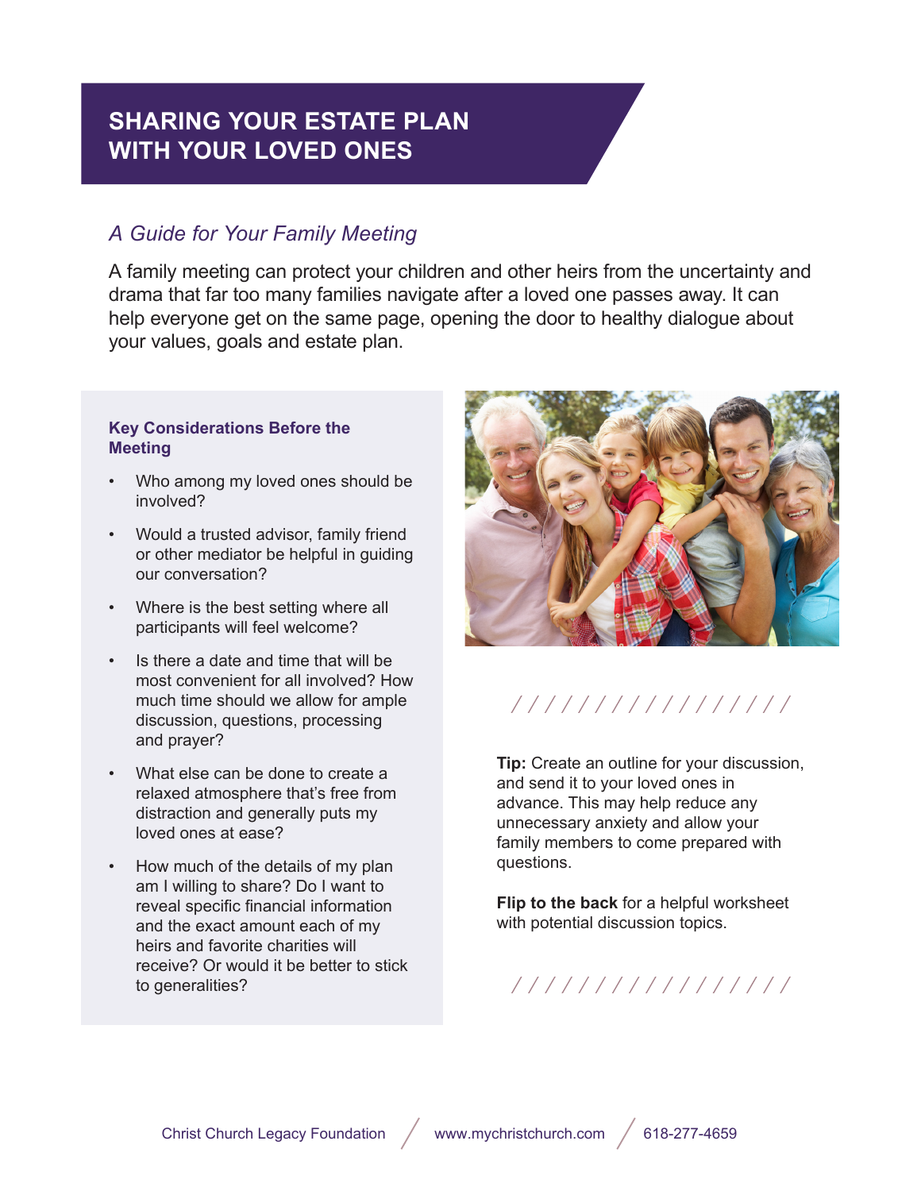# SHARING YOUR ESTATE PLAN WITH YOUR LOVED ONES

## *A Guide for Your Family Meeting*

A family meeting can protect your children and other heirs from the uncertainty and drama that far too many families navigate after a loved one passes away. It can help everyone get on the same page, opening the door to healthy dialogue about your values, goals and estate plan.

### Key Considerations Before the Meeting

- Who among my loved ones should be involved?
- Would a trusted advisor, family friend or other mediator be helpful in guiding our conversation?
- Where is the best setting where all participants will feel welcome?
- Is there a date and time that will be most convenient for all involved? How much time should we allow for ample discussion, questions, processing and prayer?
- What else can be done to create a relaxed atmosphere that's free from distraction and generally puts my loved ones at ease?
- How much of the details of my plan am I willing to share? Do I want to reveal specific financial information and the exact amount each of my heirs and favorite charities will receive? Or would it be better to stick to generalities?

**Tip:** Create an outline for your discussion, and send it to your loved ones in advance. This may help reduce any unnecessary anxiety and allow your family members to come prepared with questions.

**Flip to the back** for a helpful worksheet with potential discussion topics.

Christ Church Legacy Foundation / www.mychristchurch.com / 618-277-4659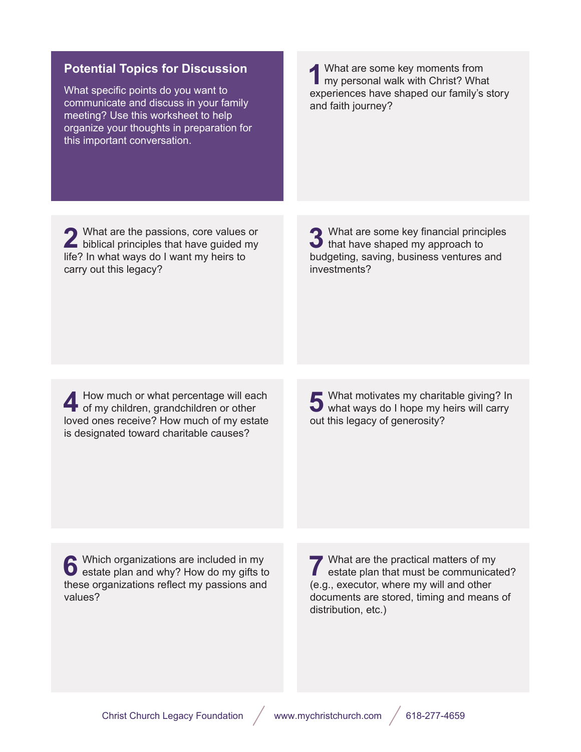## Potential Topics for Discussion

What specific points do you want to communicate and discuss in your family meeting? Use this worksheet to help organize your thoughts in preparation for this important conversation.

**1** What are some key moments from my personal walk with Christ? What experiences have shaped our family's story and faith journey?

**2** What are the passions, core values or biblical principles that have guided my life? In what ways do I want my heirs to carry out this legacy?

**3** What are some key financial principles that have shaped my approach to budgeting, saving, business ventures and investments?

**4** How much or what percentage will each of my children, grandchildren or other loved ones receive? How much of my estate is designated toward charitable causes?

**5** What motivates my charitable giving? In what ways do I hope my heirs will carry out this legacy of generosity?

**6** Which organizations are included in my estate plan and why? How do my gifts to these organizations reflect my passions and values?

**7** What are the practical matters of my estate plan that must be communicated? (e.g., executor, where my will and other documents are stored, timing and means of distribution, etc.)

Christ Church Legacy Foundation / www.mychristchurch.com / 618-277-4659